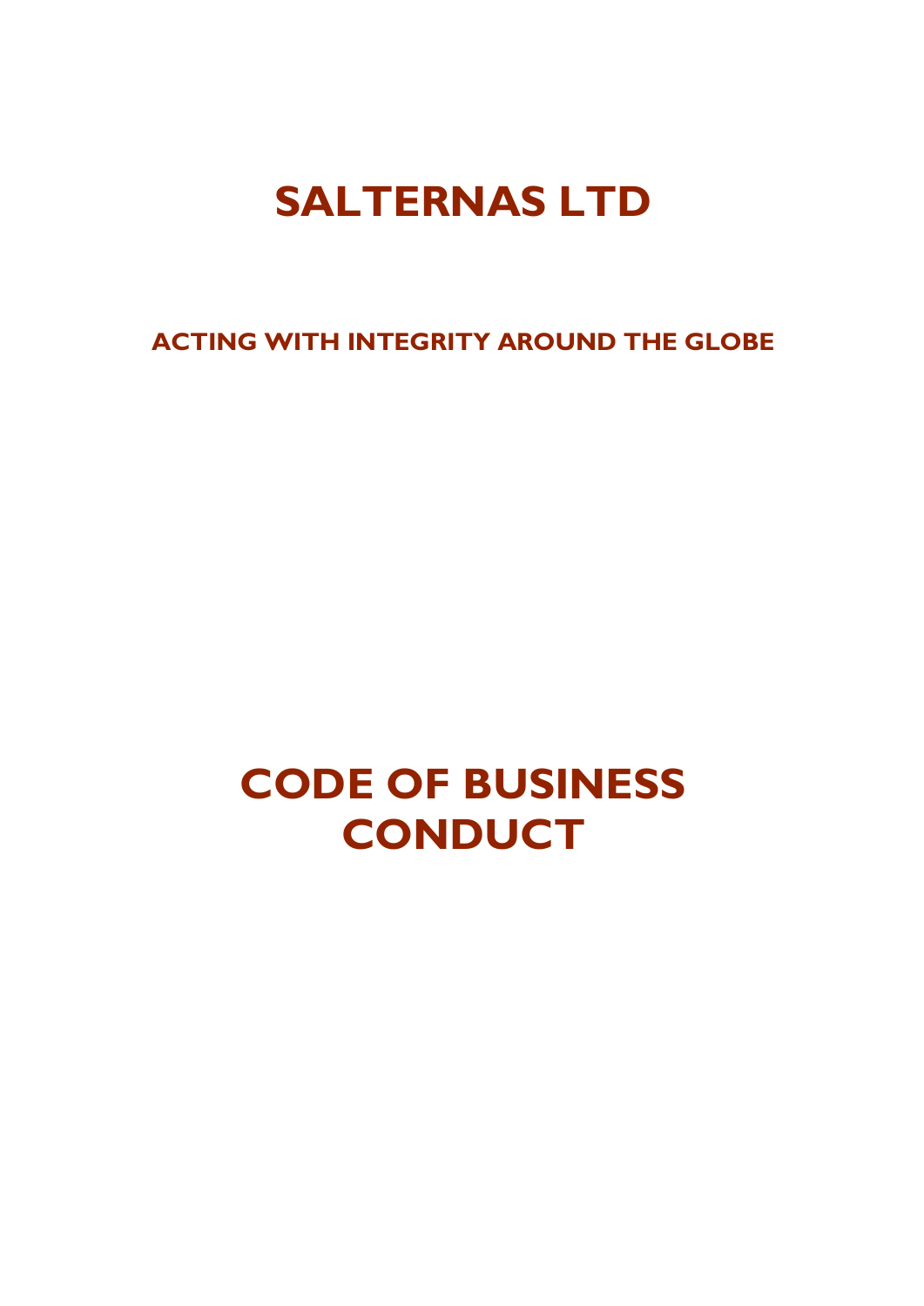# SALTERNAS LTD

**ACTING WITH INTEGRITY AROUND THE GLOBE**

# CODE OF BUSINESS CONDUCT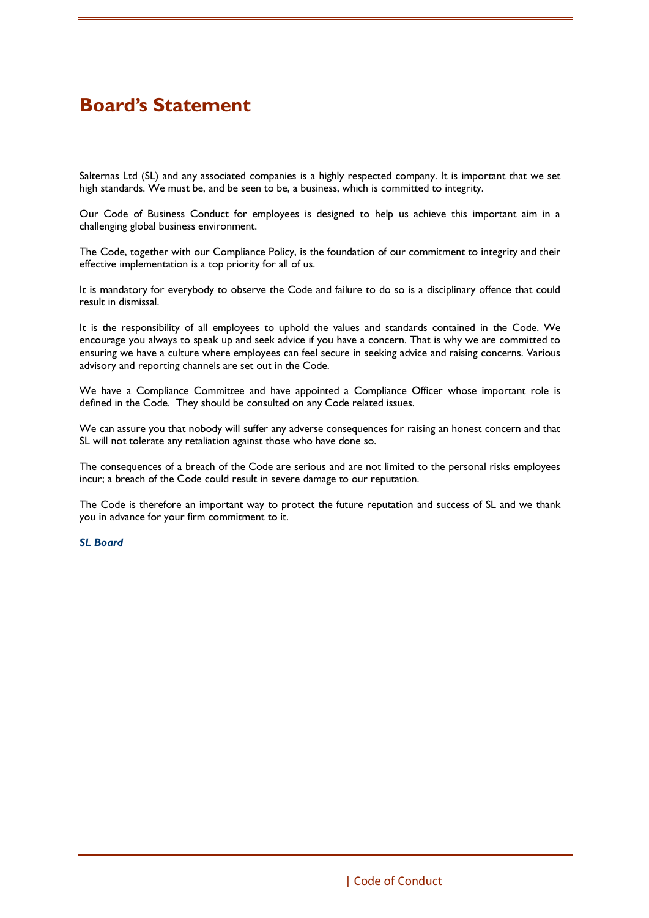# Board's Statement

Salternas Ltd (SL) and any associated companies is a highly respected company. It is important that we set high standards. We must be, and be seen to be, a business, which is committed to integrity.

Our Code of Business Conduct for employees is designed to help us achieve this important aim in a challenging global business environment.

The Code, together with our Compliance Policy, is the foundation of our commitment to integrity and their effective implementation is a top priority for all of us.

It is mandatory for everybody to observe the Code and failure to do so is a disciplinary offence that could result in dismissal.

It is the responsibility of all employees to uphold the values and standards contained in the Code. We encourage you always to speak up and seek advice if you have a concern. That is why we are committed to ensuring we have a culture where employees can feel secure in seeking advice and raising concerns. Various advisory and reporting channels are set out in the Code.

We have a Compliance Committee and have appointed a Compliance Officer whose important role is defined in the Code. They should be consulted on any Code related issues.

We can assure you that nobody will suffer any adverse consequences for raising an honest concern and that SL will not tolerate any retaliation against those who have done so.

The consequences of a breach of the Code are serious and are not limited to the personal risks employees incur; a breach of the Code could result in severe damage to our reputation.

The Code is therefore an important way to protect the future reputation and success of SL and we thank you in advance for your firm commitment to it.

***SL Board***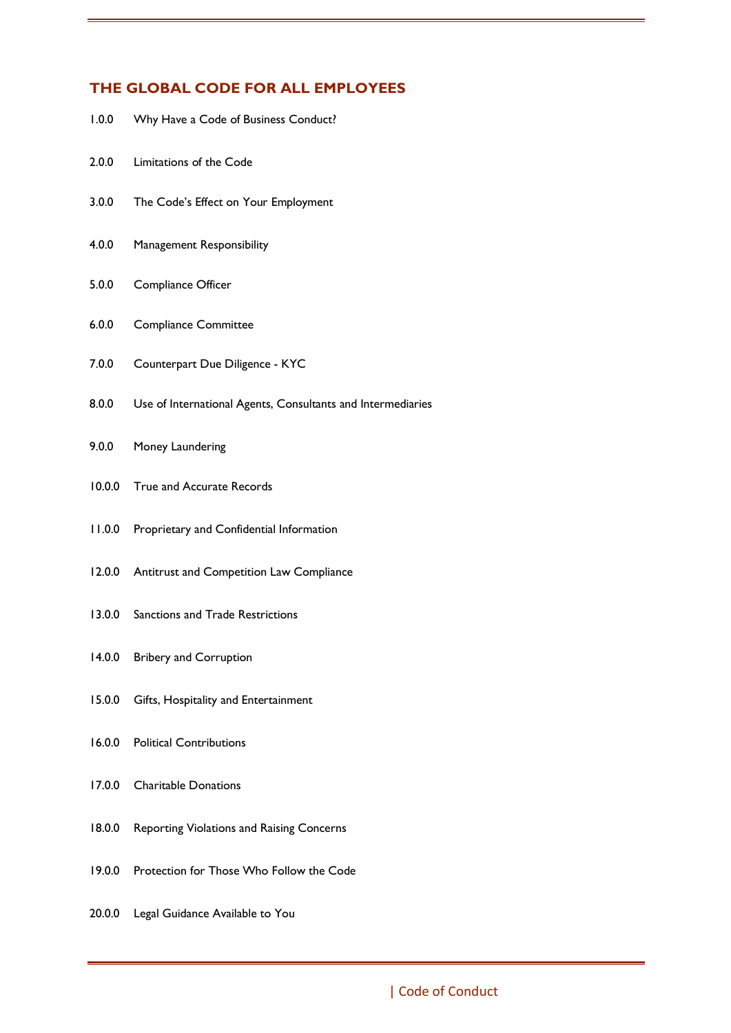## THE GLOBAL CODE FOR ALL EMPLOYEES

1.0.0 Why Have a Code of Business Conduct?

2.0.0 Limitations of the Code

3.0.0 The Code's Effect on Your Employment

4.0.0 Management Responsibility

5.0.0 Compliance Officer

6.0.0 Compliance Committee

7.0.0 Counterpart Due Diligence - KYC

8.0.0 Use of International Agents, Consultants and Intermediaries

9.0.0 Money Laundering

10.0.0 True and Accurate Records

11.0.0 Proprietary and Confidential Information

12.0.0 Antitrust and Competition Law Compliance

13.0.0 Sanctions and Trade Restrictions

14.0.0 Bribery and Corruption

15.0.0 Gifts, Hospitality and Entertainment

16.0.0 Political Contributions

17.0.0 Charitable Donations

18.0.0 Reporting Violations and Raising Concerns

19.0.0 Protection for Those Who Follow the Code

20.0.0 Legal Guidance Available to You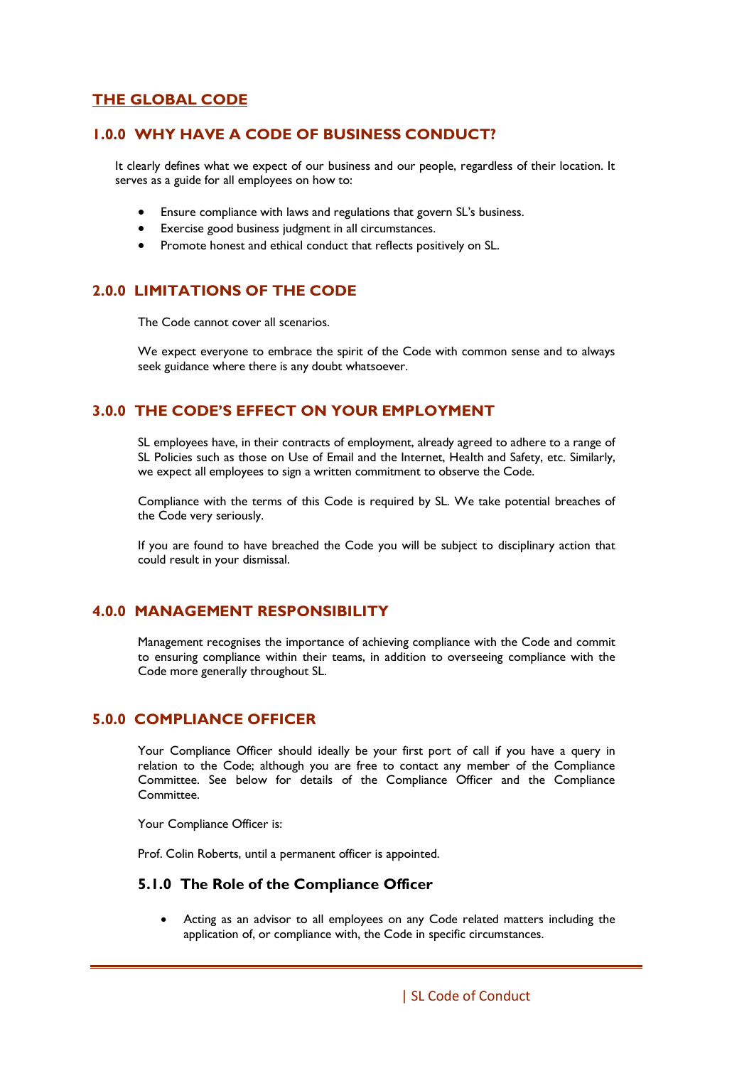## THE GLOBAL CODE

## 1.0.0 WHY HAVE A CODE OF BUSINESS CONDUCT?

It clearly defines what we expect of our business and our people, regardless of their location. It serves as a guide for all employees on how to:

- Ensure compliance with laws and regulations that govern SL's business.
- Exercise good business judgment in all circumstances.
- Promote honest and ethical conduct that reflects positively on SL.

## 2.0.0 LIMITATIONS OF THE CODE

The Code cannot cover all scenarios.

We expect everyone to embrace the spirit of the Code with common sense and to always seek guidance where there is any doubt whatsoever.

## 3.0.0 THE CODE'S EFFECT ON YOUR EMPLOYMENT

SL employees have, in their contracts of employment, already agreed to adhere to a range of SL Policies such as those on Use of Email and the Internet, Health and Safety, etc. Similarly, we expect all employees to sign a written commitment to observe the Code.

Compliance with the terms of this Code is required by SL. We take potential breaches of the Code very seriously.

If you are found to have breached the Code you will be subject to disciplinary action that could result in your dismissal.

## 4.0.0 MANAGEMENT RESPONSIBILITY

Management recognises the importance of achieving compliance with the Code and commit to ensuring compliance within their teams, in addition to overseeing compliance with the Code more generally throughout SL.

## 5.0.0 COMPLIANCE OFFICER

Your Compliance Officer should ideally be your first port of call if you have a query in relation to the Code; although you are free to contact any member of the Compliance Committee. See below for details of the Compliance Officer and the Compliance Committee.

Your Compliance Officer is:

Prof. Colin Roberts, until a permanent officer is appointed.

### 5.1.0 The Role of the Compliance Officer

- Acting as an advisor to all employees on any Code related matters including the application of, or compliance with, the Code in specific circumstances.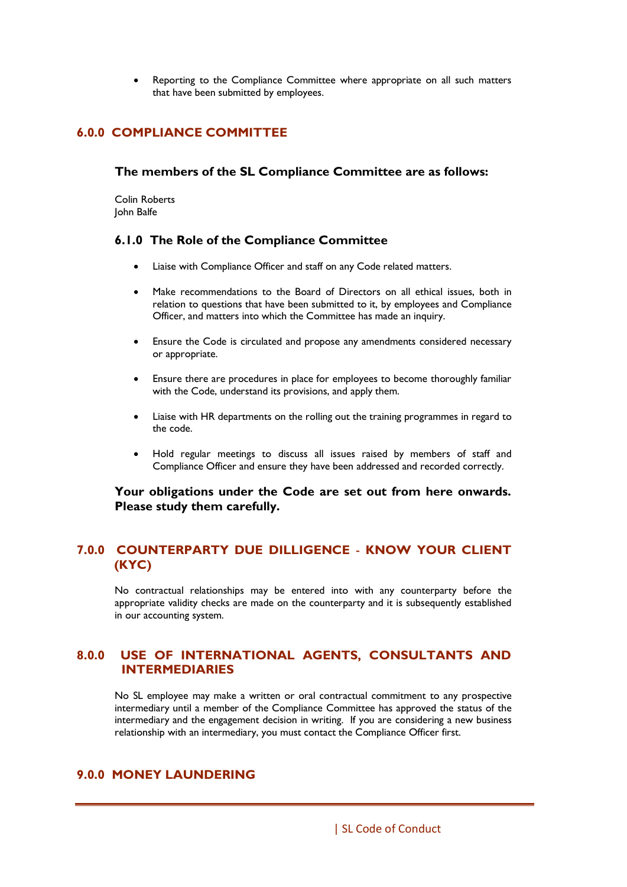- Reporting to the Compliance Committee where appropriate on all such matters that have been submitted by employees.

## 6.0.0 COMPLIANCE COMMITTEE

### The members of the SL Compliance Committee are as follows:

Colin Roberts
John Balfe

### 6.1.0 The Role of the Compliance Committee

- Liaise with Compliance Officer and staff on any Code related matters.
- Make recommendations to the Board of Directors on all ethical issues, both in relation to questions that have been submitted to it, by employees and Compliance Officer, and matters into which the Committee has made an inquiry.
- Ensure the Code is circulated and propose any amendments considered necessary or appropriate.
- Ensure there are procedures in place for employees to become thoroughly familiar with the Code, understand its provisions, and apply them.
- Liaise with HR departments on the rolling out the training programmes in regard to the code.
- Hold regular meetings to discuss all issues raised by members of staff and Compliance Officer and ensure they have been addressed and recorded correctly.

**Your obligations under the Code are set out from here onwards. Please study them carefully.**

## 7.0.0 COUNTERPARTY DUE DILLIGENCE - KNOW YOUR CLIENT (KYC)

No contractual relationships may be entered into with any counterparty before the appropriate validity checks are made on the counterparty and it is subsequently established in our accounting system.

## 8.0.0 USE OF INTERNATIONAL AGENTS, CONSULTANTS AND INTERMEDIARIES

No SL employee may make a written or oral contractual commitment to any prospective intermediary until a member of the Compliance Committee has approved the status of the intermediary and the engagement decision in writing. If you are considering a new business relationship with an intermediary, you must contact the Compliance Officer first.

## 9.0.0 MONEY LAUNDERING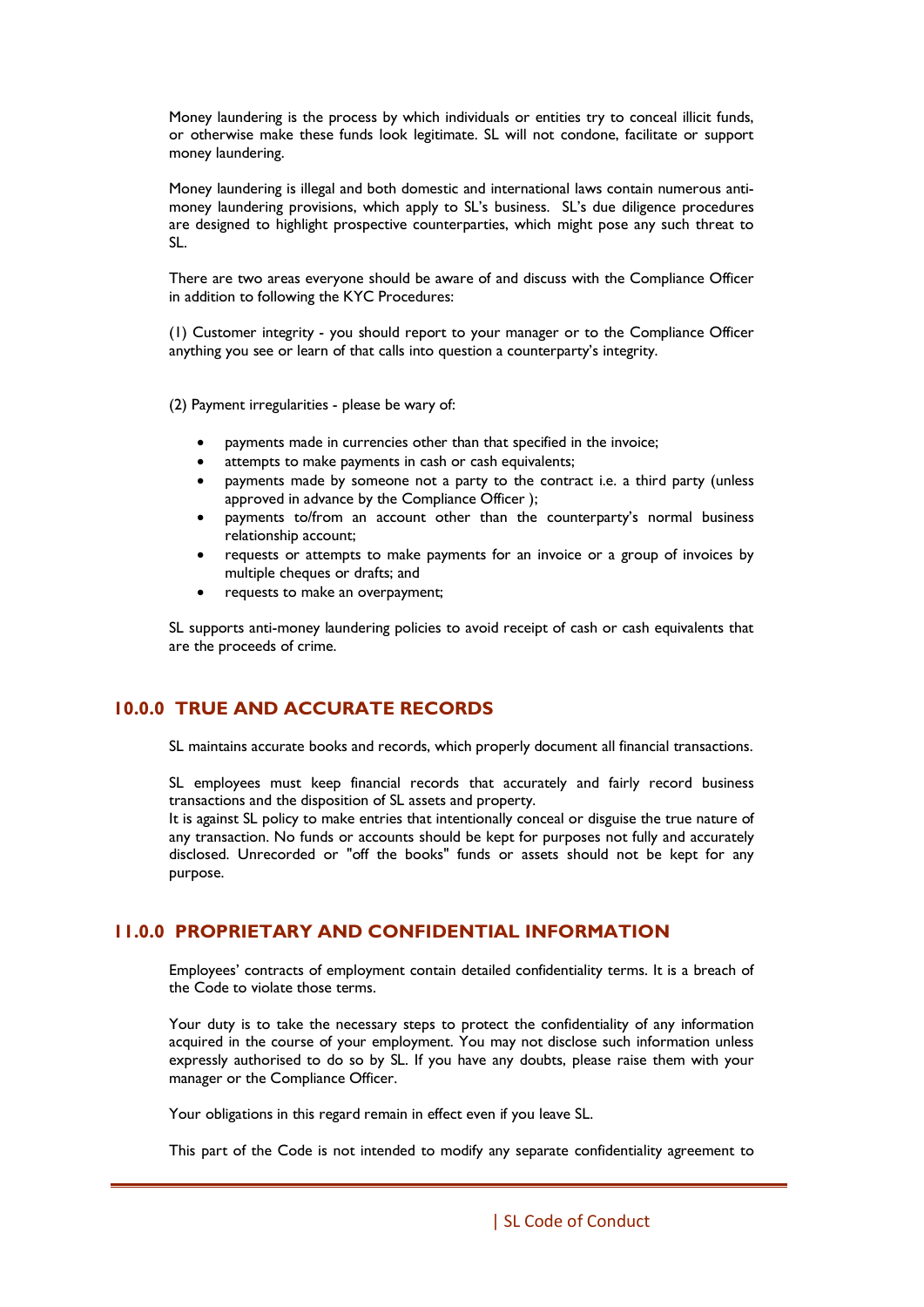Money laundering is the process by which individuals or entities try to conceal illicit funds, or otherwise make these funds look legitimate. SL will not condone, facilitate or support money laundering.

Money laundering is illegal and both domestic and international laws contain numerous anti-money laundering provisions, which apply to SL's business. SL's due diligence procedures are designed to highlight prospective counterparties, which might pose any such threat to SL.

There are two areas everyone should be aware of and discuss with the Compliance Officer in addition to following the KYC Procedures:

(1) Customer integrity - you should report to your manager or to the Compliance Officer anything you see or learn of that calls into question a counterparty's integrity.

(2) Payment irregularities - please be wary of:

- payments made in currencies other than that specified in the invoice;
- attempts to make payments in cash or cash equivalents;
- payments made by someone not a party to the contract i.e. a third party (unless approved in advance by the Compliance Officer );
- payments to/from an account other than the counterparty's normal business relationship account;
- requests or attempts to make payments for an invoice or a group of invoices by multiple cheques or drafts; and
- requests to make an overpayment;

SL supports anti-money laundering policies to avoid receipt of cash or cash equivalents that are the proceeds of crime.

## 10.0.0 TRUE AND ACCURATE RECORDS

SL maintains accurate books and records, which properly document all financial transactions.

SL employees must keep financial records that accurately and fairly record business transactions and the disposition of SL assets and property.
It is against SL policy to make entries that intentionally conceal or disguise the true nature of any transaction. No funds or accounts should be kept for purposes not fully and accurately disclosed. Unrecorded or "off the books" funds or assets should not be kept for any purpose.

## 11.0.0 PROPRIETARY AND CONFIDENTIAL INFORMATION

Employees' contracts of employment contain detailed confidentiality terms. It is a breach of the Code to violate those terms.

Your duty is to take the necessary steps to protect the confidentiality of any information acquired in the course of your employment. You may not disclose such information unless expressly authorised to do so by SL. If you have any doubts, please raise them with your manager or the Compliance Officer.

Your obligations in this regard remain in effect even if you leave SL.

This part of the Code is not intended to modify any separate confidentiality agreement to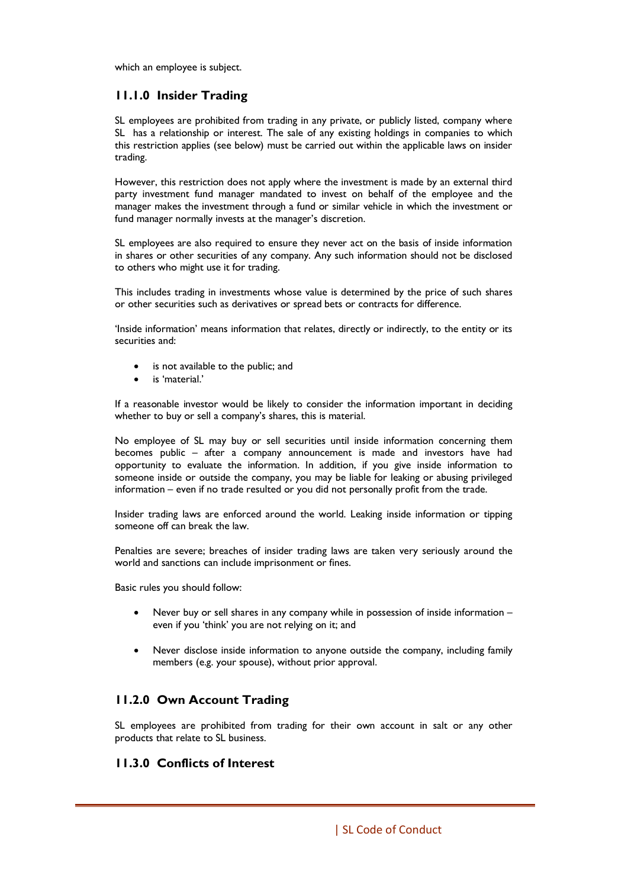which an employee is subject.

## 11.1.0 Insider Trading

SL employees are prohibited from trading in any private, or publicly listed, company where SL has a relationship or interest. The sale of any existing holdings in companies to which this restriction applies (see below) must be carried out within the applicable laws on insider trading.

However, this restriction does not apply where the investment is made by an external third party investment fund manager mandated to invest on behalf of the employee and the manager makes the investment through a fund or similar vehicle in which the investment or fund manager normally invests at the manager's discretion.

SL employees are also required to ensure they never act on the basis of inside information in shares or other securities of any company. Any such information should not be disclosed to others who might use it for trading.

This includes trading in investments whose value is determined by the price of such shares or other securities such as derivatives or spread bets or contracts for difference.

'Inside information' means information that relates, directly or indirectly, to the entity or its securities and:

- is not available to the public; and
- is 'material.'

If a reasonable investor would be likely to consider the information important in deciding whether to buy or sell a company's shares, this is material.

No employee of SL may buy or sell securities until inside information concerning them becomes public – after a company announcement is made and investors have had opportunity to evaluate the information. In addition, if you give inside information to someone inside or outside the company, you may be liable for leaking or abusing privileged information – even if no trade resulted or you did not personally profit from the trade.

Insider trading laws are enforced around the world. Leaking inside information or tipping someone off can break the law.

Penalties are severe; breaches of insider trading laws are taken very seriously around the world and sanctions can include imprisonment or fines.

Basic rules you should follow:

- Never buy or sell shares in any company while in possession of inside information – even if you 'think' you are not relying on it; and

- Never disclose inside information to anyone outside the company, including family members (e.g. your spouse), without prior approval.

## 11.2.0 Own Account Trading

SL employees are prohibited from trading for their own account in salt or any other products that relate to SL business.

## 11.3.0 Conflicts of Interest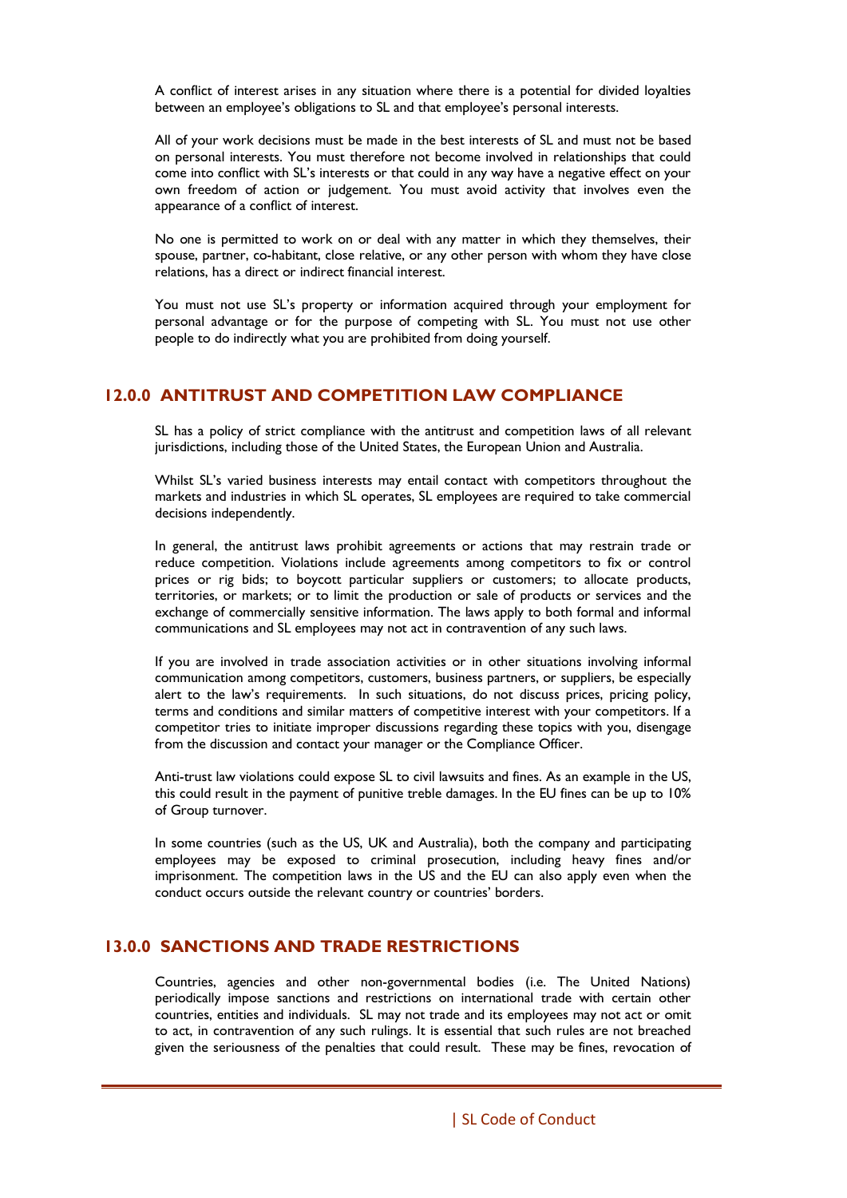A conflict of interest arises in any situation where there is a potential for divided loyalties between an employee's obligations to SL and that employee's personal interests.

All of your work decisions must be made in the best interests of SL and must not be based on personal interests. You must therefore not become involved in relationships that could come into conflict with SL's interests or that could in any way have a negative effect on your own freedom of action or judgement. You must avoid activity that involves even the appearance of a conflict of interest.

No one is permitted to work on or deal with any matter in which they themselves, their spouse, partner, co-habitant, close relative, or any other person with whom they have close relations, has a direct or indirect financial interest.

You must not use SL's property or information acquired through your employment for personal advantage or for the purpose of competing with SL. You must not use other people to do indirectly what you are prohibited from doing yourself.

## 12.0.0 ANTITRUST AND COMPETITION LAW COMPLIANCE

SL has a policy of strict compliance with the antitrust and competition laws of all relevant jurisdictions, including those of the United States, the European Union and Australia.

Whilst SL's varied business interests may entail contact with competitors throughout the markets and industries in which SL operates, SL employees are required to take commercial decisions independently.

In general, the antitrust laws prohibit agreements or actions that may restrain trade or reduce competition. Violations include agreements among competitors to fix or control prices or rig bids; to boycott particular suppliers or customers; to allocate products, territories, or markets; or to limit the production or sale of products or services and the exchange of commercially sensitive information. The laws apply to both formal and informal communications and SL employees may not act in contravention of any such laws.

If you are involved in trade association activities or in other situations involving informal communication among competitors, customers, business partners, or suppliers, be especially alert to the law's requirements. In such situations, do not discuss prices, pricing policy, terms and conditions and similar matters of competitive interest with your competitors. If a competitor tries to initiate improper discussions regarding these topics with you, disengage from the discussion and contact your manager or the Compliance Officer.

Anti-trust law violations could expose SL to civil lawsuits and fines. As an example in the US, this could result in the payment of punitive treble damages. In the EU fines can be up to 10% of Group turnover.

In some countries (such as the US, UK and Australia), both the company and participating employees may be exposed to criminal prosecution, including heavy fines and/or imprisonment. The competition laws in the US and the EU can also apply even when the conduct occurs outside the relevant country or countries' borders.

## 13.0.0 SANCTIONS AND TRADE RESTRICTIONS

Countries, agencies and other non-governmental bodies (i.e. The United Nations) periodically impose sanctions and restrictions on international trade with certain other countries, entities and individuals. SL may not trade and its employees may not act or omit to act, in contravention of any such rulings. It is essential that such rules are not breached given the seriousness of the penalties that could result. These may be fines, revocation of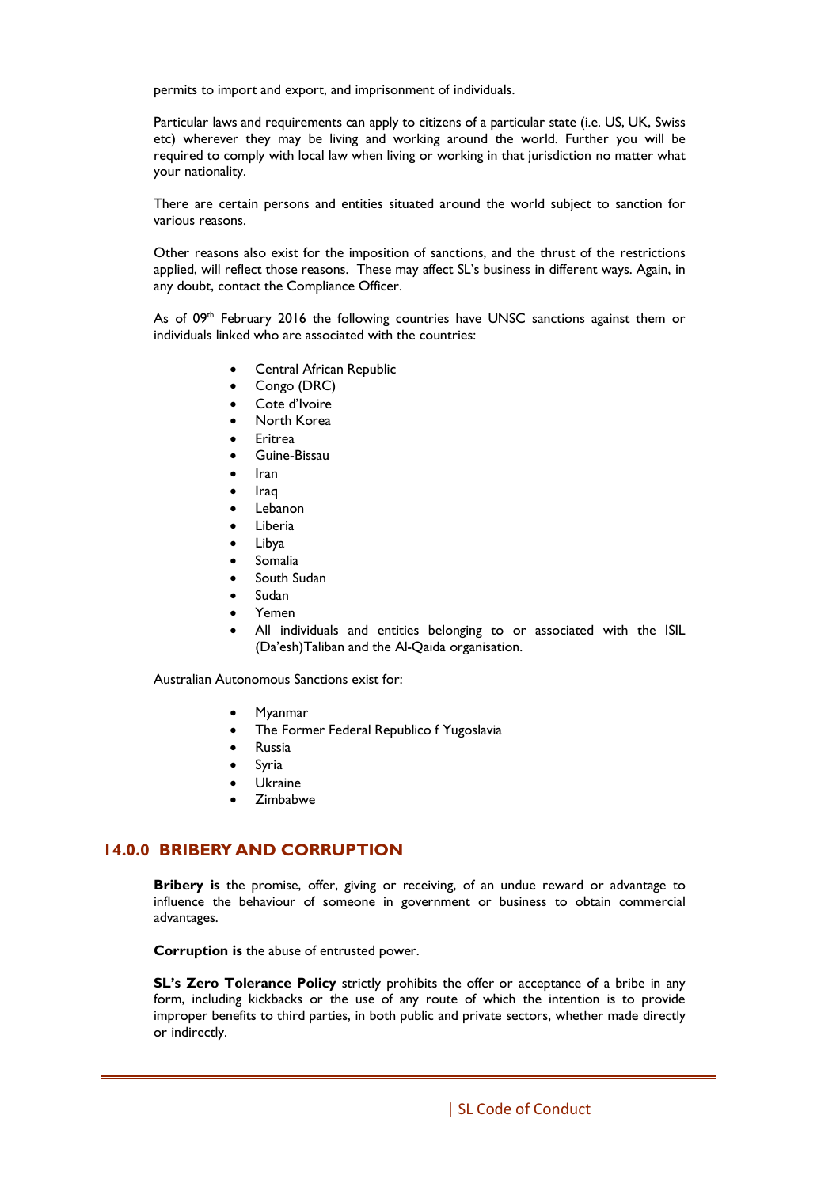permits to import and export, and imprisonment of individuals.

Particular laws and requirements can apply to citizens of a particular state (i.e. US, UK, Swiss etc) wherever they may be living and working around the world. Further you will be required to comply with local law when living or working in that jurisdiction no matter what your nationality.

There are certain persons and entities situated around the world subject to sanction for various reasons.

Other reasons also exist for the imposition of sanctions, and the thrust of the restrictions applied, will reflect those reasons. These may affect SL's business in different ways. Again, in any doubt, contact the Compliance Officer.

As of 09th February 2016 the following countries have UNSC sanctions against them or individuals linked who are associated with the countries:

- Central African Republic
- Congo (DRC)
- Cote d'Ivoire
- North Korea
- Eritrea
- Guine-Bissau
- Iran
- Iraq
- Lebanon
- Liberia
- Libya
- Somalia
- South Sudan
- Sudan
- Yemen
- All individuals and entities belonging to or associated with the ISIL (Da'esh)Taliban and the Al-Qaida organisation.

Australian Autonomous Sanctions exist for:

- Myanmar
- The Former Federal Republico f Yugoslavia
- Russia
- Syria
- Ukraine
- Zimbabwe

## 14.0.0 BRIBERY AND CORRUPTION

**Bribery is** the promise, offer, giving or receiving, of an undue reward or advantage to influence the behaviour of someone in government or business to obtain commercial advantages.

**Corruption is** the abuse of entrusted power.

**SL's Zero Tolerance Policy** strictly prohibits the offer or acceptance of a bribe in any form, including kickbacks or the use of any route of which the intention is to provide improper benefits to third parties, in both public and private sectors, whether made directly or indirectly.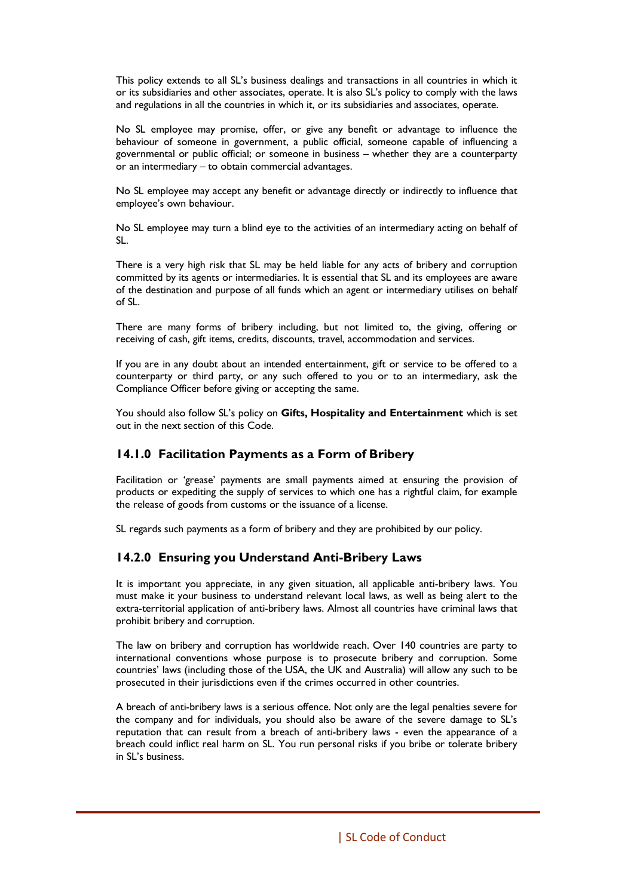This policy extends to all SL's business dealings and transactions in all countries in which it or its subsidiaries and other associates, operate. It is also SL's policy to comply with the laws and regulations in all the countries in which it, or its subsidiaries and associates, operate.

No SL employee may promise, offer, or give any benefit or advantage to influence the behaviour of someone in government, a public official, someone capable of influencing a governmental or public official; or someone in business – whether they are a counterparty or an intermediary – to obtain commercial advantages.

No SL employee may accept any benefit or advantage directly or indirectly to influence that employee's own behaviour.

No SL employee may turn a blind eye to the activities of an intermediary acting on behalf of SL.

There is a very high risk that SL may be held liable for any acts of bribery and corruption committed by its agents or intermediaries. It is essential that SL and its employees are aware of the destination and purpose of all funds which an agent or intermediary utilises on behalf of SL.

There are many forms of bribery including, but not limited to, the giving, offering or receiving of cash, gift items, credits, discounts, travel, accommodation and services.

If you are in any doubt about an intended entertainment, gift or service to be offered to a counterparty or third party, or any such offered to you or to an intermediary, ask the Compliance Officer before giving or accepting the same.

You should also follow SL's policy on **Gifts, Hospitality and Entertainment** which is set out in the next section of this Code.

## 14.1.0 Facilitation Payments as a Form of Bribery

Facilitation or 'grease' payments are small payments aimed at ensuring the provision of products or expediting the supply of services to which one has a rightful claim, for example the release of goods from customs or the issuance of a license.

SL regards such payments as a form of bribery and they are prohibited by our policy.

## 14.2.0 Ensuring you Understand Anti-Bribery Laws

It is important you appreciate, in any given situation, all applicable anti-bribery laws. You must make it your business to understand relevant local laws, as well as being alert to the extra-territorial application of anti-bribery laws. Almost all countries have criminal laws that prohibit bribery and corruption.

The law on bribery and corruption has worldwide reach. Over 140 countries are party to international conventions whose purpose is to prosecute bribery and corruption. Some countries' laws (including those of the USA, the UK and Australia) will allow any such to be prosecuted in their jurisdictions even if the crimes occurred in other countries.

A breach of anti-bribery laws is a serious offence. Not only are the legal penalties severe for the company and for individuals, you should also be aware of the severe damage to SL's reputation that can result from a breach of anti-bribery laws - even the appearance of a breach could inflict real harm on SL. You run personal risks if you bribe or tolerate bribery in SL's business.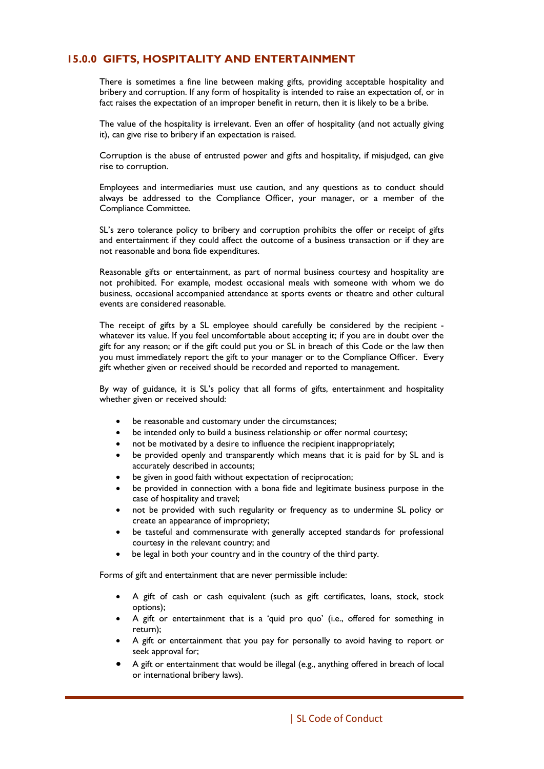## 15.0.0 GIFTS, HOSPITALITY AND ENTERTAINMENT

There is sometimes a fine line between making gifts, providing acceptable hospitality and bribery and corruption. If any form of hospitality is intended to raise an expectation of, or in fact raises the expectation of an improper benefit in return, then it is likely to be a bribe.

The value of the hospitality is irrelevant. Even an offer of hospitality (and not actually giving it), can give rise to bribery if an expectation is raised.

Corruption is the abuse of entrusted power and gifts and hospitality, if misjudged, can give rise to corruption.

Employees and intermediaries must use caution, and any questions as to conduct should always be addressed to the Compliance Officer, your manager, or a member of the Compliance Committee.

SL's zero tolerance policy to bribery and corruption prohibits the offer or receipt of gifts and entertainment if they could affect the outcome of a business transaction or if they are not reasonable and bona fide expenditures.

Reasonable gifts or entertainment, as part of normal business courtesy and hospitality are not prohibited. For example, modest occasional meals with someone with whom we do business, occasional accompanied attendance at sports events or theatre and other cultural events are considered reasonable.

The receipt of gifts by a SL employee should carefully be considered by the recipient - whatever its value. If you feel uncomfortable about accepting it; if you are in doubt over the gift for any reason; or if the gift could put you or SL in breach of this Code or the law then you must immediately report the gift to your manager or to the Compliance Officer. Every gift whether given or received should be recorded and reported to management.

By way of guidance, it is SL's policy that all forms of gifts, entertainment and hospitality whether given or received should:

- be reasonable and customary under the circumstances;
- be intended only to build a business relationship or offer normal courtesy;
- not be motivated by a desire to influence the recipient inappropriately;
- be provided openly and transparently which means that it is paid for by SL and is accurately described in accounts;
- be given in good faith without expectation of reciprocation;
- be provided in connection with a bona fide and legitimate business purpose in the case of hospitality and travel;
- not be provided with such regularity or frequency as to undermine SL policy or create an appearance of impropriety;
- be tasteful and commensurate with generally accepted standards for professional courtesy in the relevant country; and
- be legal in both your country and in the country of the third party.

Forms of gift and entertainment that are never permissible include:

- A gift of cash or cash equivalent (such as gift certificates, loans, stock, stock options);
- A gift or entertainment that is a 'quid pro quo' (i.e., offered for something in return);
- A gift or entertainment that you pay for personally to avoid having to report or seek approval for;
- A gift or entertainment that would be illegal (e.g., anything offered in breach of local or international bribery laws).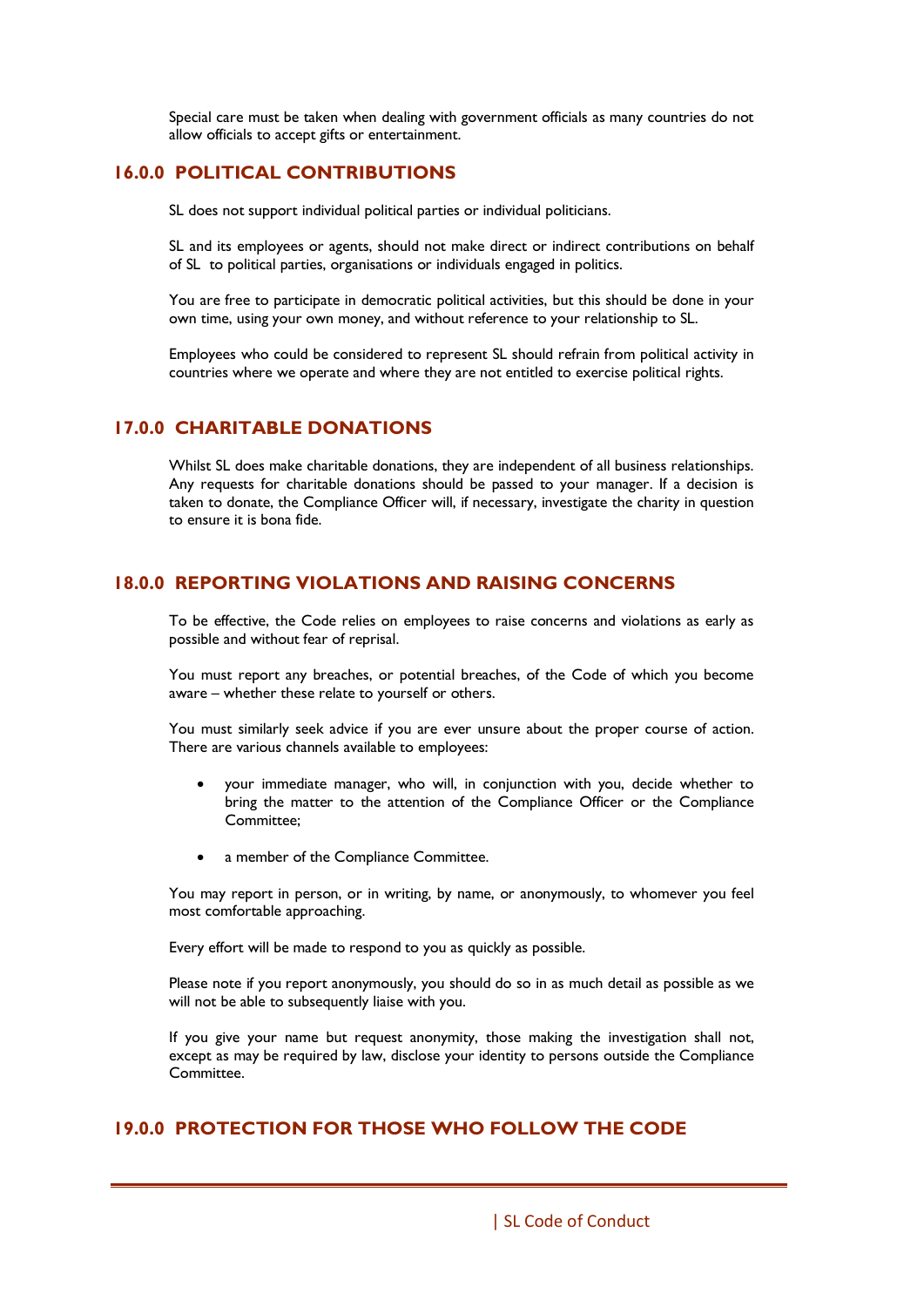Special care must be taken when dealing with government officials as many countries do not allow officials to accept gifts or entertainment.

## 16.0.0 POLITICAL CONTRIBUTIONS

SL does not support individual political parties or individual politicians.

SL and its employees or agents, should not make direct or indirect contributions on behalf of SL to political parties, organisations or individuals engaged in politics.

You are free to participate in democratic political activities, but this should be done in your own time, using your own money, and without reference to your relationship to SL.

Employees who could be considered to represent SL should refrain from political activity in countries where we operate and where they are not entitled to exercise political rights.

## 17.0.0 CHARITABLE DONATIONS

Whilst SL does make charitable donations, they are independent of all business relationships. Any requests for charitable donations should be passed to your manager. If a decision is taken to donate, the Compliance Officer will, if necessary, investigate the charity in question to ensure it is bona fide.

## 18.0.0 REPORTING VIOLATIONS AND RAISING CONCERNS

To be effective, the Code relies on employees to raise concerns and violations as early as possible and without fear of reprisal.

You must report any breaches, or potential breaches, of the Code of which you become aware – whether these relate to yourself or others.

You must similarly seek advice if you are ever unsure about the proper course of action. There are various channels available to employees:

- your immediate manager, who will, in conjunction with you, decide whether to bring the matter to the attention of the Compliance Officer or the Compliance Committee;
- a member of the Compliance Committee.

You may report in person, or in writing, by name, or anonymously, to whomever you feel most comfortable approaching.

Every effort will be made to respond to you as quickly as possible.

Please note if you report anonymously, you should do so in as much detail as possible as we will not be able to subsequently liaise with you.

If you give your name but request anonymity, those making the investigation shall not, except as may be required by law, disclose your identity to persons outside the Compliance Committee.

## 19.0.0 PROTECTION FOR THOSE WHO FOLLOW THE CODE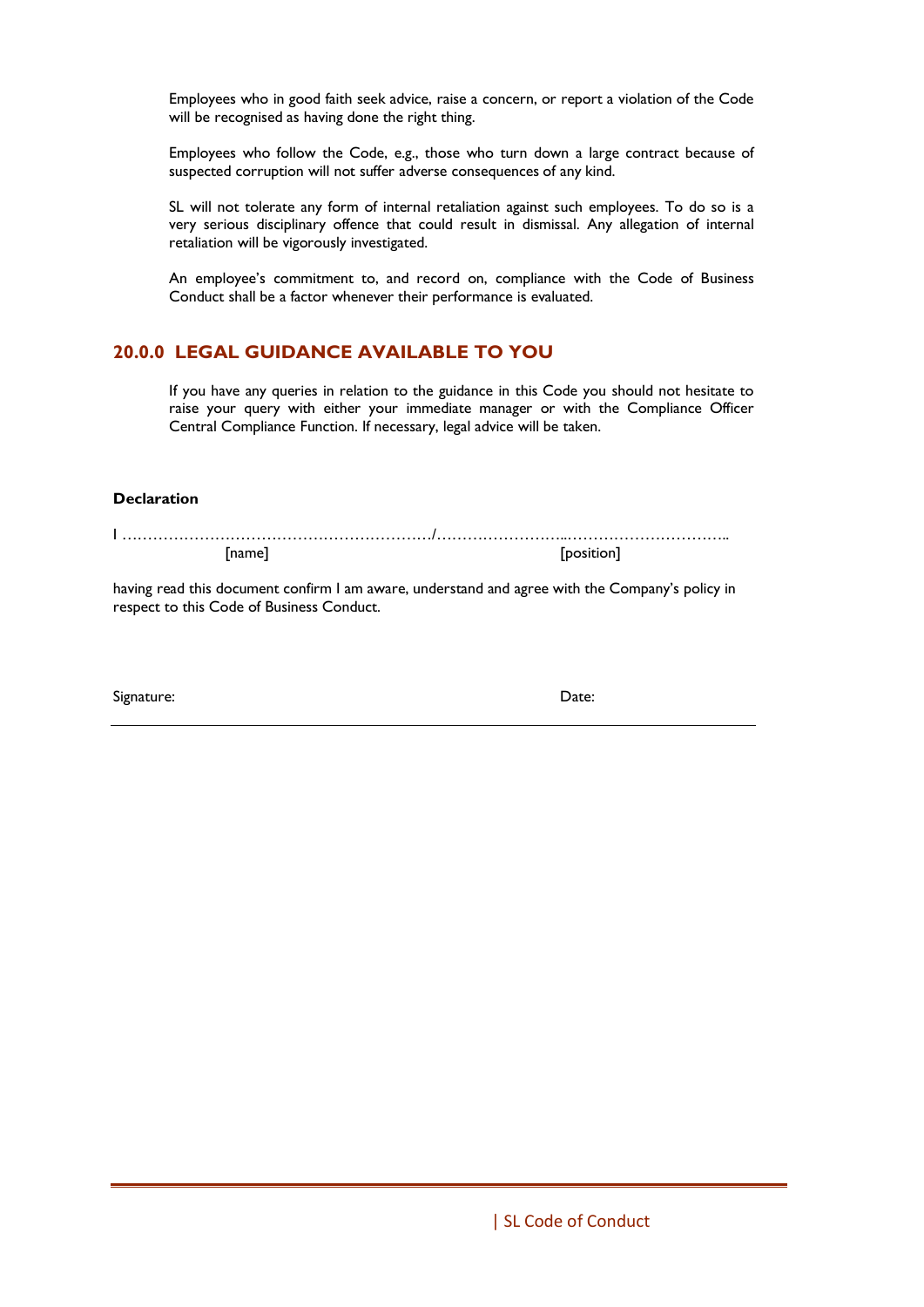Employees who in good faith seek advice, raise a concern, or report a violation of the Code will be recognised as having done the right thing.

Employees who follow the Code, e.g., those who turn down a large contract because of suspected corruption will not suffer adverse consequences of any kind.

SL will not tolerate any form of internal retaliation against such employees. To do so is a very serious disciplinary offence that could result in dismissal. Any allegation of internal retaliation will be vigorously investigated.

An employee's commitment to, and record on, compliance with the Code of Business Conduct shall be a factor whenever their performance is evaluated.

## 20.0.0 LEGAL GUIDANCE AVAILABLE TO YOU

If you have any queries in relation to the guidance in this Code you should not hesitate to raise your query with either your immediate manager or with the Compliance Officer Central Compliance Function. If necessary, legal advice will be taken.

**Declaration**

I ………………………………………………………/……………………...…………………………..
[name] [position]

having read this document confirm I am aware, understand and agree with the Company's policy in respect to this Code of Business Conduct.

Signature: Date: